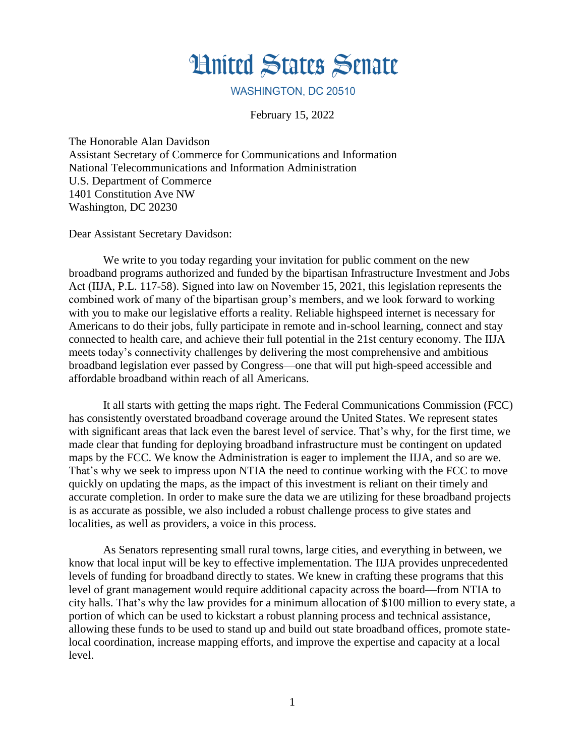# United States Senate

WASHINGTON, DC 20510

February 15, 2022

The Honorable Alan Davidson
Assistant Secretary of Commerce for Communications and Information
National Telecommunications and Information Administration
U.S. Department of Commerce
1401 Constitution Ave NW
Washington, DC 20230

Dear Assistant Secretary Davidson:

We write to you today regarding your invitation for public comment on the new broadband programs authorized and funded by the bipartisan Infrastructure Investment and Jobs Act (IIJA, P.L. 117-58). Signed into law on November 15, 2021, this legislation represents the combined work of many of the bipartisan group's members, and we look forward to working with you to make our legislative efforts a reality. Reliable highspeed internet is necessary for Americans to do their jobs, fully participate in remote and in-school learning, connect and stay connected to health care, and achieve their full potential in the 21st century economy. The IIJA meets today's connectivity challenges by delivering the most comprehensive and ambitious broadband legislation ever passed by Congress—one that will put high-speed accessible and affordable broadband within reach of all Americans.

It all starts with getting the maps right. The Federal Communications Commission (FCC) has consistently overstated broadband coverage around the United States. We represent states with significant areas that lack even the barest level of service. That's why, for the first time, we made clear that funding for deploying broadband infrastructure must be contingent on updated maps by the FCC. We know the Administration is eager to implement the IIJA, and so are we. That's why we seek to impress upon NTIA the need to continue working with the FCC to move quickly on updating the maps, as the impact of this investment is reliant on their timely and accurate completion. In order to make sure the data we are utilizing for these broadband projects is as accurate as possible, we also included a robust challenge process to give states and localities, as well as providers, a voice in this process.

As Senators representing small rural towns, large cities, and everything in between, we know that local input will be key to effective implementation. The IIJA provides unprecedented levels of funding for broadband directly to states. We knew in crafting these programs that this level of grant management would require additional capacity across the board—from NTIA to city halls. That's why the law provides for a minimum allocation of $100 million to every state, a portion of which can be used to kickstart a robust planning process and technical assistance, allowing these funds to be used to stand up and build out state broadband offices, promote state-local coordination, increase mapping efforts, and improve the expertise and capacity at a local level.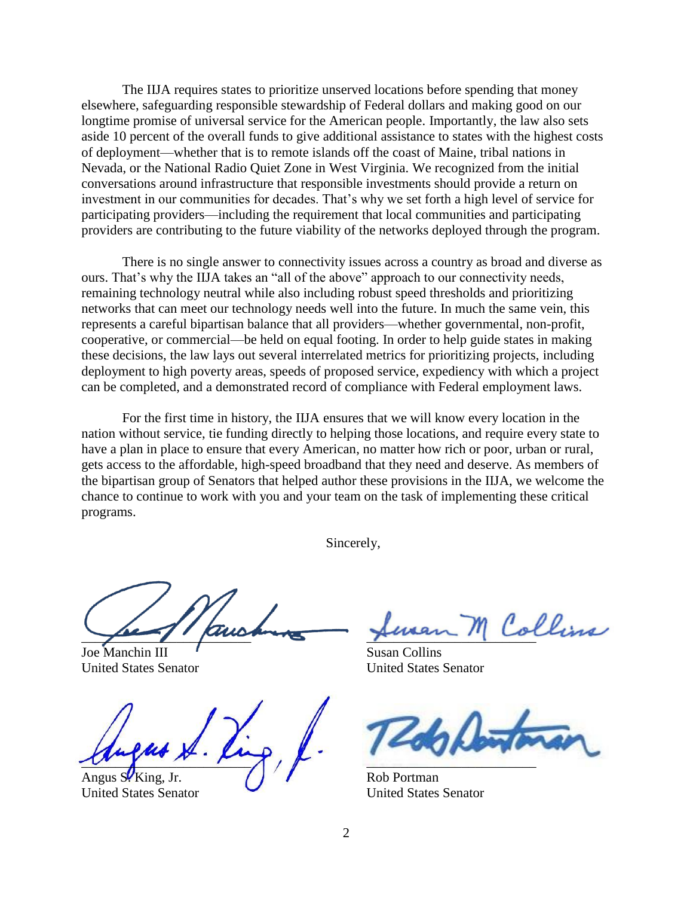The IIJA requires states to prioritize unserved locations before spending that money elsewhere, safeguarding responsible stewardship of Federal dollars and making good on our longtime promise of universal service for the American people. Importantly, the law also sets aside 10 percent of the overall funds to give additional assistance to states with the highest costs of deployment—whether that is to remote islands off the coast of Maine, tribal nations in Nevada, or the National Radio Quiet Zone in West Virginia. We recognized from the initial conversations around infrastructure that responsible investments should provide a return on investment in our communities for decades. That's why we set forth a high level of service for participating providers—including the requirement that local communities and participating providers are contributing to the future viability of the networks deployed through the program.

There is no single answer to connectivity issues across a country as broad and diverse as ours. That's why the IIJA takes an "all of the above" approach to our connectivity needs, remaining technology neutral while also including robust speed thresholds and prioritizing networks that can meet our technology needs well into the future. In much the same vein, this represents a careful bipartisan balance that all providers—whether governmental, non-profit, cooperative, or commercial—be held on equal footing. In order to help guide states in making these decisions, the law lays out several interrelated metrics for prioritizing projects, including deployment to high poverty areas, speeds of proposed service, expediency with which a project can be completed, and a demonstrated record of compliance with Federal employment laws.

For the first time in history, the IIJA ensures that we will know every location in the nation without service, tie funding directly to helping those locations, and require every state to have a plan in place to ensure that every American, no matter how rich or poor, urban or rural, gets access to the affordable, high-speed broadband that they need and deserve. As members of the bipartisan group of Senators that helped author these provisions in the IIJA, we welcome the chance to continue to work with you and your team on the task of implementing these critical programs.

Sincerely,

Joe Manchin III
United States Senator

Susan Collins
United States Senator

Angus S. King, Jr.
United States Senator

Rob Portman
United States Senator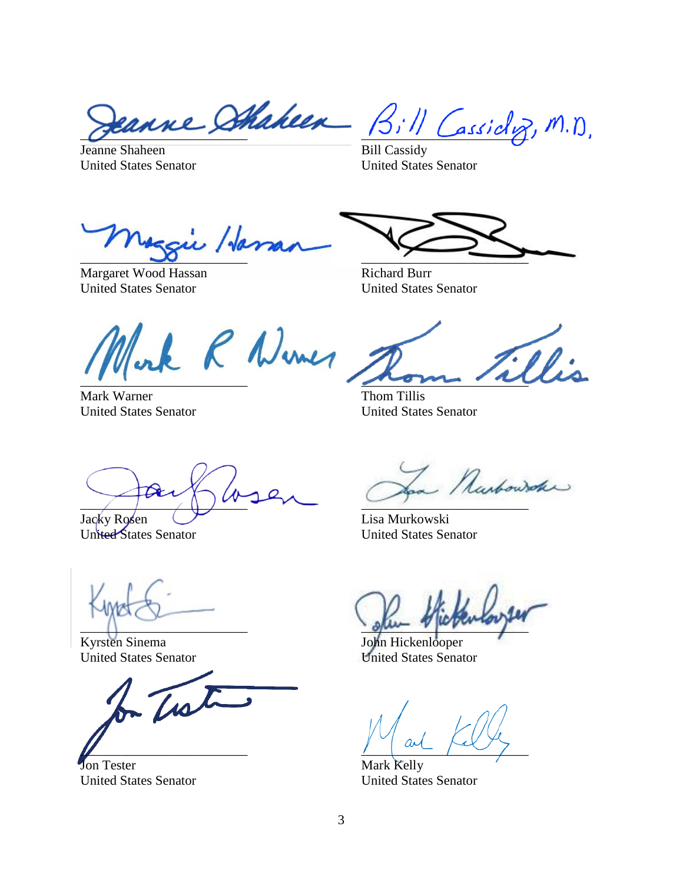Jeanne Shaheen
United States Senator

Bill Cassidy
United States Senator

Margaret Wood Hassan
United States Senator

Richard Burr
United States Senator

Mark Warner
United States Senator

Thom Tillis
United States Senator

Jacky Rosen
United States Senator

Lisa Murkowski
United States Senator

Kyrsten Sinema
United States Senator

John Hickenlooper
United States Senator

Jon Tester
United States Senator

Mark Kelly
United States Senator